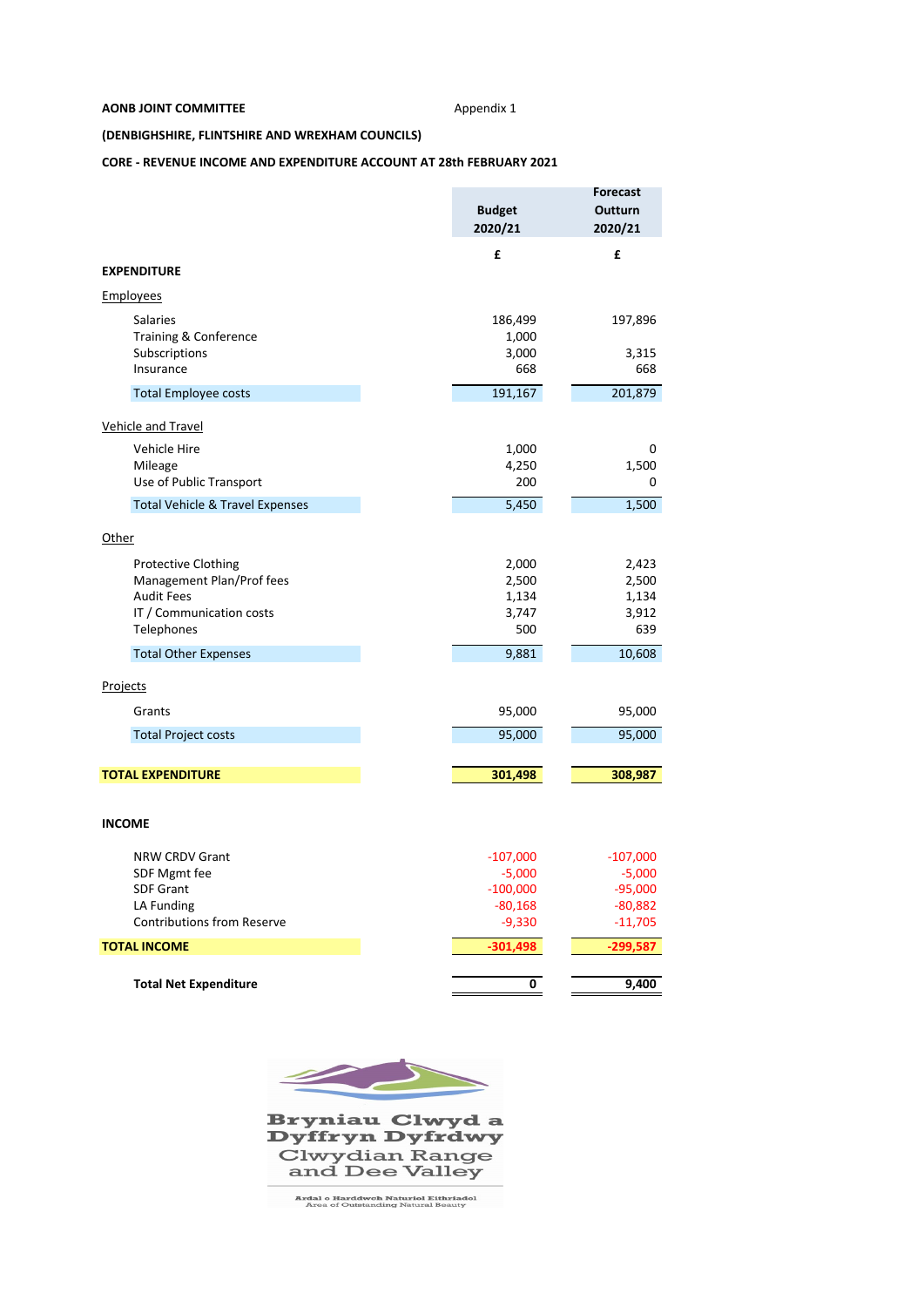**AONB JOINT COMMITTEE** Appendix 1

**(DENBIGHSHIRE, FLINTSHIRE AND WREXHAM COUNCILS)**

**CORE - REVENUE INCOME AND EXPENDITURE ACCOUNT AT 28th FEBRUARY 2021**

| | Budget 2020/21 | Forecast Outturn 2020/21 |
|---|---|---|
| | £ | £ |
| **EXPENDITURE** | | |
| Employees | | |
| Salaries | 186,499 | 197,896 |
| Training & Conference | 1,000 | |
| Subscriptions | 3,000 | 3,315 |
| Insurance | 668 | 668 |
| Total Employee costs | 191,167 | 201,879 |
| Vehicle and Travel | | |
| Vehicle Hire | 1,000 | 0 |
| Mileage | 4,250 | 1,500 |
| Use of Public Transport | 200 | 0 |
| Total Vehicle & Travel Expenses | 5,450 | 1,500 |
| Other | | |
| Protective Clothing | 2,000 | 2,423 |
| Management Plan/Prof fees | 2,500 | 2,500 |
| Audit Fees | 1,134 | 1,134 |
| IT / Communication costs | 3,747 | 3,912 |
| Telephones | 500 | 639 |
| Total Other Expenses | 9,881 | 10,608 |
| Projects | | |
| Grants | 95,000 | 95,000 |
| Total Project costs | 95,000 | 95,000 |
| **TOTAL EXPENDITURE** | **301,498** | **308,987** |
| **INCOME** | | |
| NRW CRDV Grant | -107,000 | -107,000 |
| SDF Mgmt fee | -5,000 | -5,000 |
| SDF Grant | -100,000 | -95,000 |
| LA Funding | -80,168 | -80,882 |
| Contributions from Reserve | -9,330 | -11,705 |
| **TOTAL INCOME** | **-301,498** | **-299,587** |
| **Total Net Expenditure** | **0** | **9,400** |

Bryniau Clwyd a Dyffryn Dyfrdwy
Clwydian Range and Dee Valley
Ardal o Harddwch Naturiol Eithriadol
Area of Outstanding Natural Beauty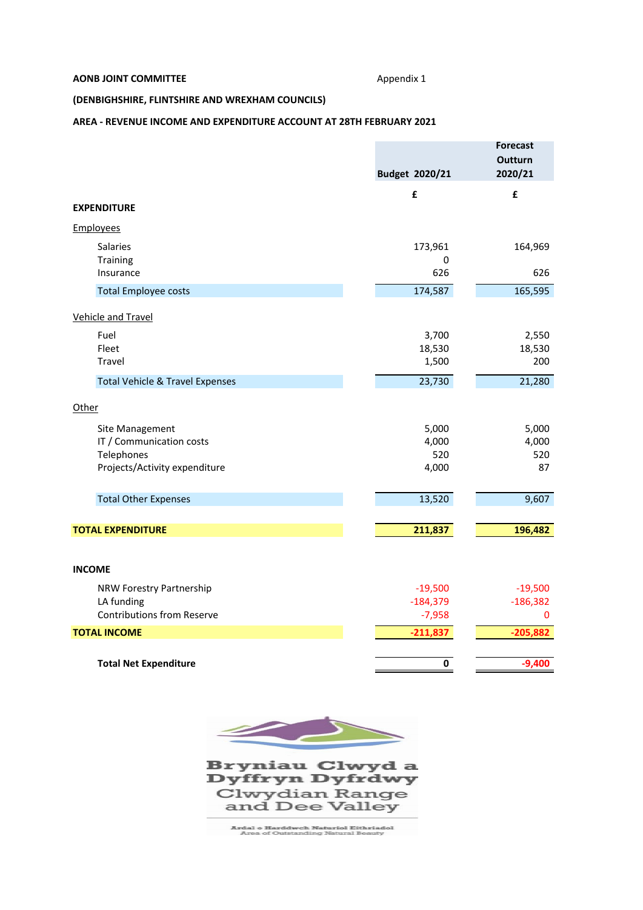**AONB JOINT COMMITTEE** Appendix 1

**(DENBIGHSHIRE, FLINTSHIRE AND WREXHAM COUNCILS)**

**AREA - REVENUE INCOME AND EXPENDITURE ACCOUNT AT 28TH FEBRUARY 2021**

| | Budget 2020/21 | Forecast Outturn 2020/21 |
|---|---|---|
| | £ | £ |
| **EXPENDITURE** | | |
| Employees | | |
| Salaries | 173,961 | 164,969 |
| Training | 0 | |
| Insurance | 626 | 626 |
| Total Employee costs | 174,587 | 165,595 |
| Vehicle and Travel | | |
| Fuel | 3,700 | 2,550 |
| Fleet | 18,530 | 18,530 |
| Travel | 1,500 | 200 |
| Total Vehicle & Travel Expenses | 23,730 | 21,280 |
| Other | | |
| Site Management | 5,000 | 5,000 |
| IT / Communication costs | 4,000 | 4,000 |
| Telephones | 520 | 520 |
| Projects/Activity expenditure | 4,000 | 87 |
| Total Other Expenses | 13,520 | 9,607 |
| **TOTAL EXPENDITURE** | **211,837** | **196,482** |
| **INCOME** | | |
| NRW Forestry Partnership | -19,500 | -19,500 |
| LA funding | -184,379 | -186,382 |
| Contributions from Reserve | -7,958 | 0 |
| **TOTAL INCOME** | **-211,837** | **-205,882** |
| **Total Net Expenditure** | **0** | **-9,400** |

Bryniau Clwyd a Dyffryn Dyfrdwy
Clwydian Range and Dee Valley
Ardal o Harddwch Naturiol Eithriadol
Area of Outstanding Natural Beauty